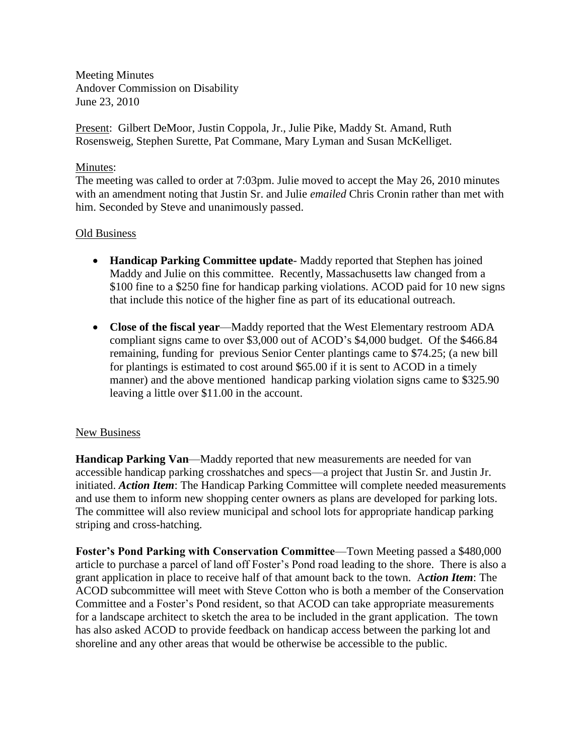Meeting Minutes
Andover Commission on Disability
June 23, 2010

Present: Gilbert DeMoor, Justin Coppola, Jr., Julie Pike, Maddy St. Amand, Ruth Rosensweig, Stephen Surette, Pat Commane, Mary Lyman and Susan McKelliget.

Minutes:
The meeting was called to order at 7:03pm. Julie moved to accept the May 26, 2010 minutes with an amendment noting that Justin Sr. and Julie *emailed* Chris Cronin rather than met with him. Seconded by Steve and unanimously passed.

Old Business

- **Handicap Parking Committee update**- Maddy reported that Stephen has joined Maddy and Julie on this committee. Recently, Massachusetts law changed from a \$100 fine to a \$250 fine for handicap parking violations. ACOD paid for 10 new signs that include this notice of the higher fine as part of its educational outreach.
- **Close of the fiscal year**—Maddy reported that the West Elementary restroom ADA compliant signs came to over \$3,000 out of ACOD's \$4,000 budget. Of the \$466.84 remaining, funding for previous Senior Center plantings came to \$74.25; (a new bill for plantings is estimated to cost around \$65.00 if it is sent to ACOD in a timely manner) and the above mentioned handicap parking violation signs came to \$325.90 leaving a little over \$11.00 in the account.

New Business

**Handicap Parking Van**—Maddy reported that new measurements are needed for van accessible handicap parking crosshatches and specs—a project that Justin Sr. and Justin Jr. initiated. ***Action Item***: The Handicap Parking Committee will complete needed measurements and use them to inform new shopping center owners as plans are developed for parking lots. The committee will also review municipal and school lots for appropriate handicap parking striping and cross-hatching.

**Foster's Pond Parking with Conservation Committee**—Town Meeting passed a \$480,000 article to purchase a parcel of land off Foster's Pond road leading to the shore. There is also a grant application in place to receive half of that amount back to the town. A***ction Item***: The ACOD subcommittee will meet with Steve Cotton who is both a member of the Conservation Committee and a Foster's Pond resident, so that ACOD can take appropriate measurements for a landscape architect to sketch the area to be included in the grant application. The town has also asked ACOD to provide feedback on handicap access between the parking lot and shoreline and any other areas that would be otherwise be accessible to the public.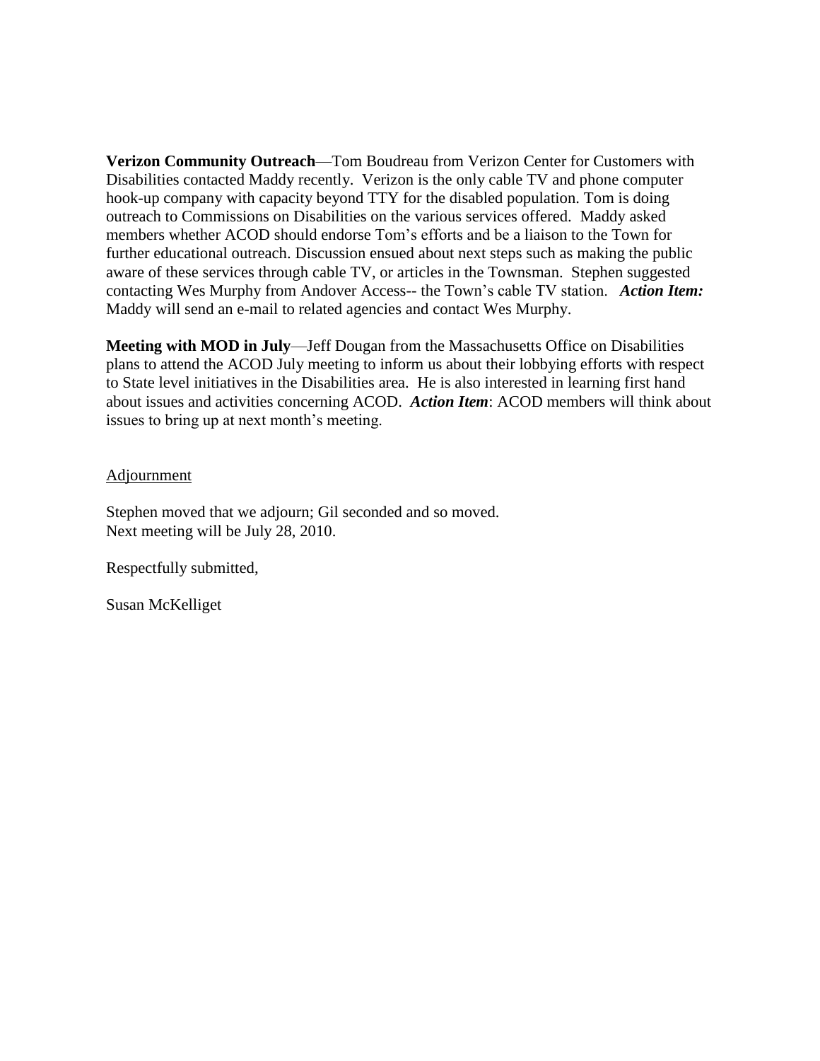**Verizon Community Outreach**—Tom Boudreau from Verizon Center for Customers with Disabilities contacted Maddy recently. Verizon is the only cable TV and phone computer hook-up company with capacity beyond TTY for the disabled population. Tom is doing outreach to Commissions on Disabilities on the various services offered. Maddy asked members whether ACOD should endorse Tom's efforts and be a liaison to the Town for further educational outreach. Discussion ensued about next steps such as making the public aware of these services through cable TV, or articles in the Townsman. Stephen suggested contacting Wes Murphy from Andover Access-- the Town's cable TV station. ***Action Item:*** Maddy will send an e-mail to related agencies and contact Wes Murphy.

**Meeting with MOD in July**—Jeff Dougan from the Massachusetts Office on Disabilities plans to attend the ACOD July meeting to inform us about their lobbying efforts with respect to State level initiatives in the Disabilities area. He is also interested in learning first hand about issues and activities concerning ACOD. ***Action Item***: ACOD members will think about issues to bring up at next month's meeting.

<u>Adjournment</u>

Stephen moved that we adjourn; Gil seconded and so moved.
Next meeting will be July 28, 2010.

Respectfully submitted,

Susan McKelliget